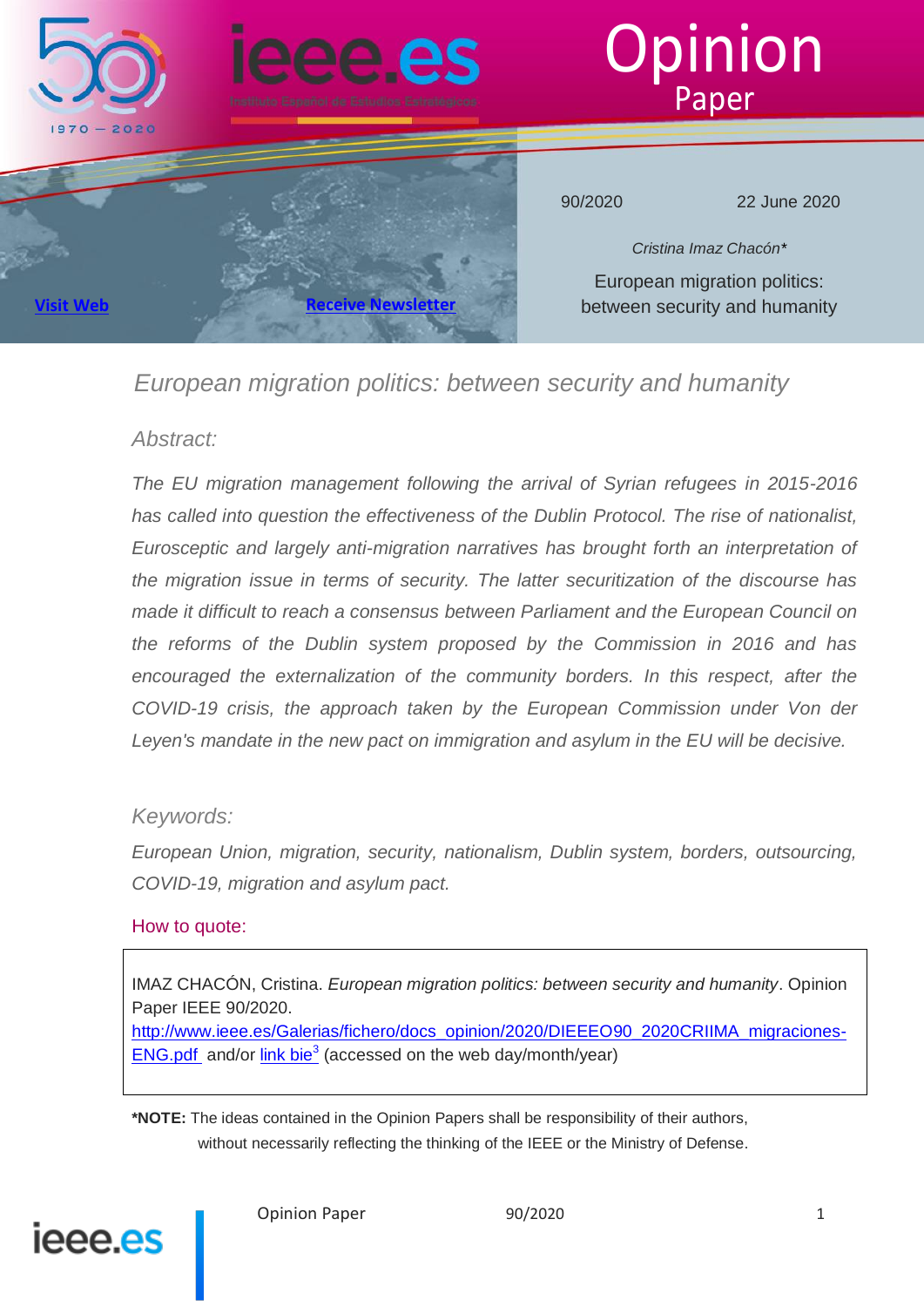Opinion Paper

90/2020 22 June 2020

*Cristina Imaz Chacón**

European migration politics: between security and humanity

Visit Web

Receive Newsletter

# *European migration politics: between security and humanity*

## *Abstract:*

*The EU migration management following the arrival of Syrian refugees in 2015-2016 has called into question the effectiveness of the Dublin Protocol. The rise of nationalist, Eurosceptic and largely anti-migration narratives has brought forth an interpretation of the migration issue in terms of security. The latter securitization of the discourse has made it difficult to reach a consensus between Parliament and the European Council on the reforms of the Dublin system proposed by the Commission in 2016 and has encouraged the externalization of the community borders. In this respect, after the COVID-19 crisis, the approach taken by the European Commission under Von der Leyen's mandate in the new pact on immigration and asylum in the EU will be decisive.*

## *Keywords:*

*European Union, migration, security, nationalism, Dublin system, borders, outsourcing, COVID-19, migration and asylum pact.*

How to quote:

IMAZ CHACÓN, Cristina. *European migration politics: between security and humanity*. Opinion Paper IEEE 90/2020.
http://www.ieee.es/Galerias/fichero/docs_opinion/2020/DIEEEO90_2020CRIIMA_migraciones-ENG.pdf and/or link bie[3] (accessed on the web day/month/year)

**\*NOTE:** The ideas contained in the Opinion Papers shall be responsibility of their authors, without necessarily reflecting the thinking of the IEEE or the Ministry of Defense.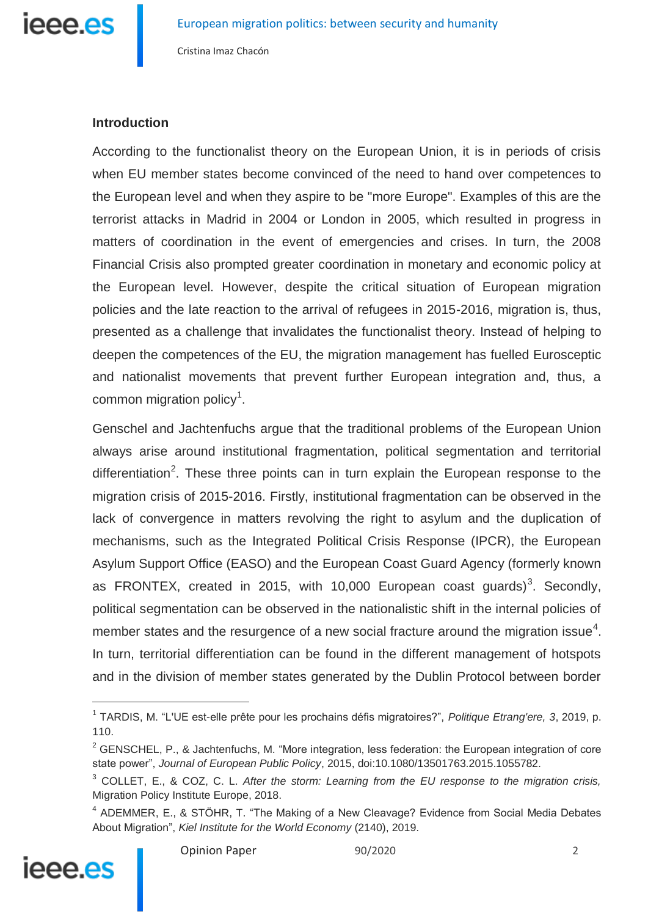## Introduction

According to the functionalist theory on the European Union, it is in periods of crisis when EU member states become convinced of the need to hand over competences to the European level and when they aspire to be "more Europe". Examples of this are the terrorist attacks in Madrid in 2004 or London in 2005, which resulted in progress in matters of coordination in the event of emergencies and crises. In turn, the 2008 Financial Crisis also prompted greater coordination in monetary and economic policy at the European level. However, despite the critical situation of European migration policies and the late reaction to the arrival of refugees in 2015-2016, migration is, thus, presented as a challenge that invalidates the functionalist theory. Instead of helping to deepen the competences of the EU, the migration management has fuelled Eurosceptic and nationalist movements that prevent further European integration and, thus, a common migration policy[1].

Genschel and Jachtenfuchs argue that the traditional problems of the European Union always arise around institutional fragmentation, political segmentation and territorial differentiation[2]. These three points can in turn explain the European response to the migration crisis of 2015-2016. Firstly, institutional fragmentation can be observed in the lack of convergence in matters revolving the right to asylum and the duplication of mechanisms, such as the Integrated Political Crisis Response (IPCR), the European Asylum Support Office (EASO) and the European Coast Guard Agency (formerly known as FRONTEX, created in 2015, with 10,000 European coast guards)[3]. Secondly, political segmentation can be observed in the nationalistic shift in the internal policies of member states and the resurgence of a new social fracture around the migration issue[4]. In turn, territorial differentiation can be found in the different management of hotspots and in the division of member states generated by the Dublin Protocol between border

---

[1] TARDIS, M. "L'UE est-elle prête pour les prochains défis migratoires?", *Politique Etrang'ere, 3*, 2019, p. 110.

[2] GENSCHEL, P., & Jachtenfuchs, M. "More integration, less federation: the European integration of core state power", *Journal of European Public Policy*, 2015, doi:10.1080/13501763.2015.1055782.

[3] COLLET, E., & COZ, C. L. *After the storm: Learning from the EU response to the migration crisis,* Migration Policy Institute Europe, 2018.

[4] ADEMMER, E., & STÖHR, T. "The Making of a New Cleavage? Evidence from Social Media Debates About Migration", *Kiel Institute for the World Economy* (2140), 2019.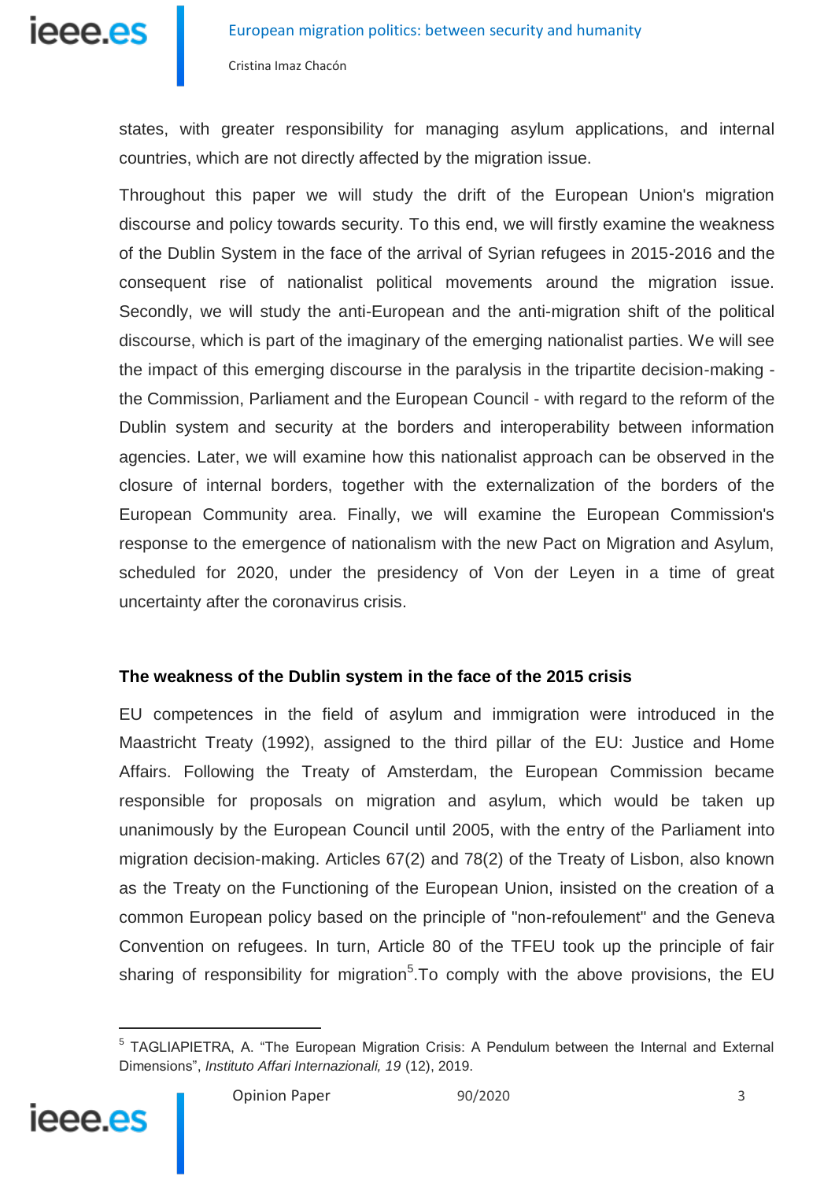states, with greater responsibility for managing asylum applications, and internal countries, which are not directly affected by the migration issue.

Throughout this paper we will study the drift of the European Union's migration discourse and policy towards security. To this end, we will firstly examine the weakness of the Dublin System in the face of the arrival of Syrian refugees in 2015-2016 and the consequent rise of nationalist political movements around the migration issue. Secondly, we will study the anti-European and the anti-migration shift of the political discourse, which is part of the imaginary of the emerging nationalist parties. We will see the impact of this emerging discourse in the paralysis in the tripartite decision-making - the Commission, Parliament and the European Council - with regard to the reform of the Dublin system and security at the borders and interoperability between information agencies. Later, we will examine how this nationalist approach can be observed in the closure of internal borders, together with the externalization of the borders of the European Community area. Finally, we will examine the European Commission's response to the emergence of nationalism with the new Pact on Migration and Asylum, scheduled for 2020, under the presidency of Von der Leyen in a time of great uncertainty after the coronavirus crisis.

**The weakness of the Dublin system in the face of the 2015 crisis**

EU competences in the field of asylum and immigration were introduced in the Maastricht Treaty (1992), assigned to the third pillar of the EU: Justice and Home Affairs. Following the Treaty of Amsterdam, the European Commission became responsible for proposals on migration and asylum, which would be taken up unanimously by the European Council until 2005, with the entry of the Parliament into migration decision-making. Articles 67(2) and 78(2) of the Treaty of Lisbon, also known as the Treaty on the Functioning of the European Union, insisted on the creation of a common European policy based on the principle of "non-refoulement" and the Geneva Convention on refugees. In turn, Article 80 of the TFEU took up the principle of fair sharing of responsibility for migration[5].To comply with the above provisions, the EU

[5] TAGLIAPIETRA, A. "The European Migration Crisis: A Pendulum between the Internal and External Dimensions", *Instituto Affari Internazionali, 19* (12), 2019.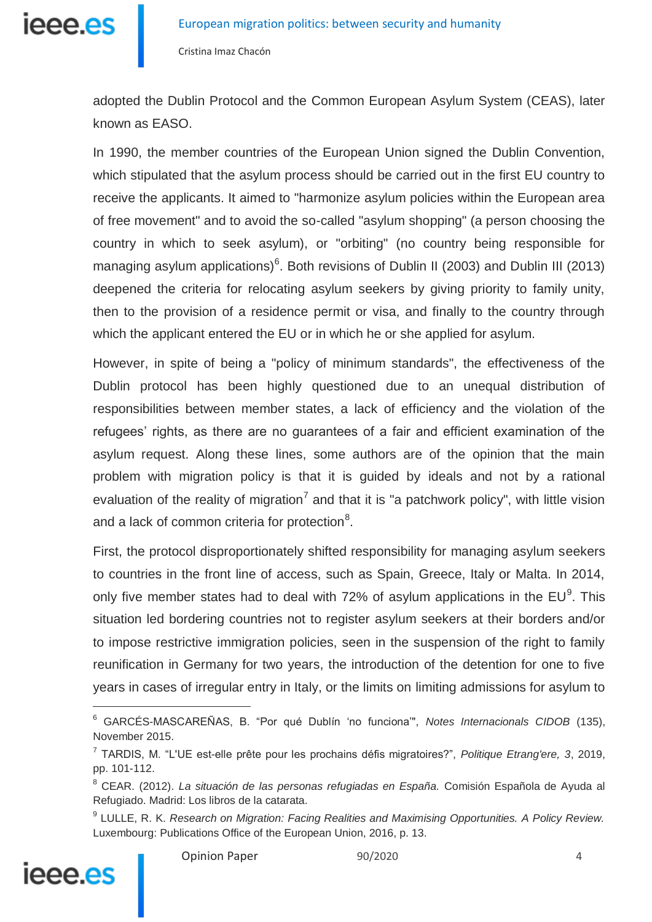adopted the Dublin Protocol and the Common European Asylum System (CEAS), later known as EASO.

In 1990, the member countries of the European Union signed the Dublin Convention, which stipulated that the asylum process should be carried out in the first EU country to receive the applicants. It aimed to "harmonize asylum policies within the European area of free movement" and to avoid the so-called "asylum shopping" (a person choosing the country in which to seek asylum), or "orbiting" (no country being responsible for managing asylum applications)[6]. Both revisions of Dublin II (2003) and Dublin III (2013) deepened the criteria for relocating asylum seekers by giving priority to family unity, then to the provision of a residence permit or visa, and finally to the country through which the applicant entered the EU or in which he or she applied for asylum.

However, in spite of being a "policy of minimum standards", the effectiveness of the Dublin protocol has been highly questioned due to an unequal distribution of responsibilities between member states, a lack of efficiency and the violation of the refugees' rights, as there are no guarantees of a fair and efficient examination of the asylum request. Along these lines, some authors are of the opinion that the main problem with migration policy is that it is guided by ideals and not by a rational evaluation of the reality of migration[7] and that it is "a patchwork policy", with little vision and a lack of common criteria for protection[8].

First, the protocol disproportionately shifted responsibility for managing asylum seekers to countries in the front line of access, such as Spain, Greece, Italy or Malta. In 2014, only five member states had to deal with 72% of asylum applications in the EU[9]. This situation led bordering countries not to register asylum seekers at their borders and/or to impose restrictive immigration policies, seen in the suspension of the right to family reunification in Germany for two years, the introduction of the detention for one to five years in cases of irregular entry in Italy, or the limits on limiting admissions for asylum to

---

[6] GARCÉS-MASCAREÑAS, B. "Por qué Dublín 'no funciona'", *Notes Internacionals CIDOB* (135), November 2015.

[7] TARDIS, M. "L'UE est-elle prête pour les prochains défis migratoires?", *Politique Etrang'ere, 3*, 2019, pp. 101-112.

[8] CEAR. (2012). *La situación de las personas refugiadas en España.* Comisión Española de Ayuda al Refugiado. Madrid: Los libros de la catarata.

[9] LULLE, R. K. *Research on Migration: Facing Realities and Maximising Opportunities. A Policy Review.* Luxembourg: Publications Office of the European Union, 2016, p. 13.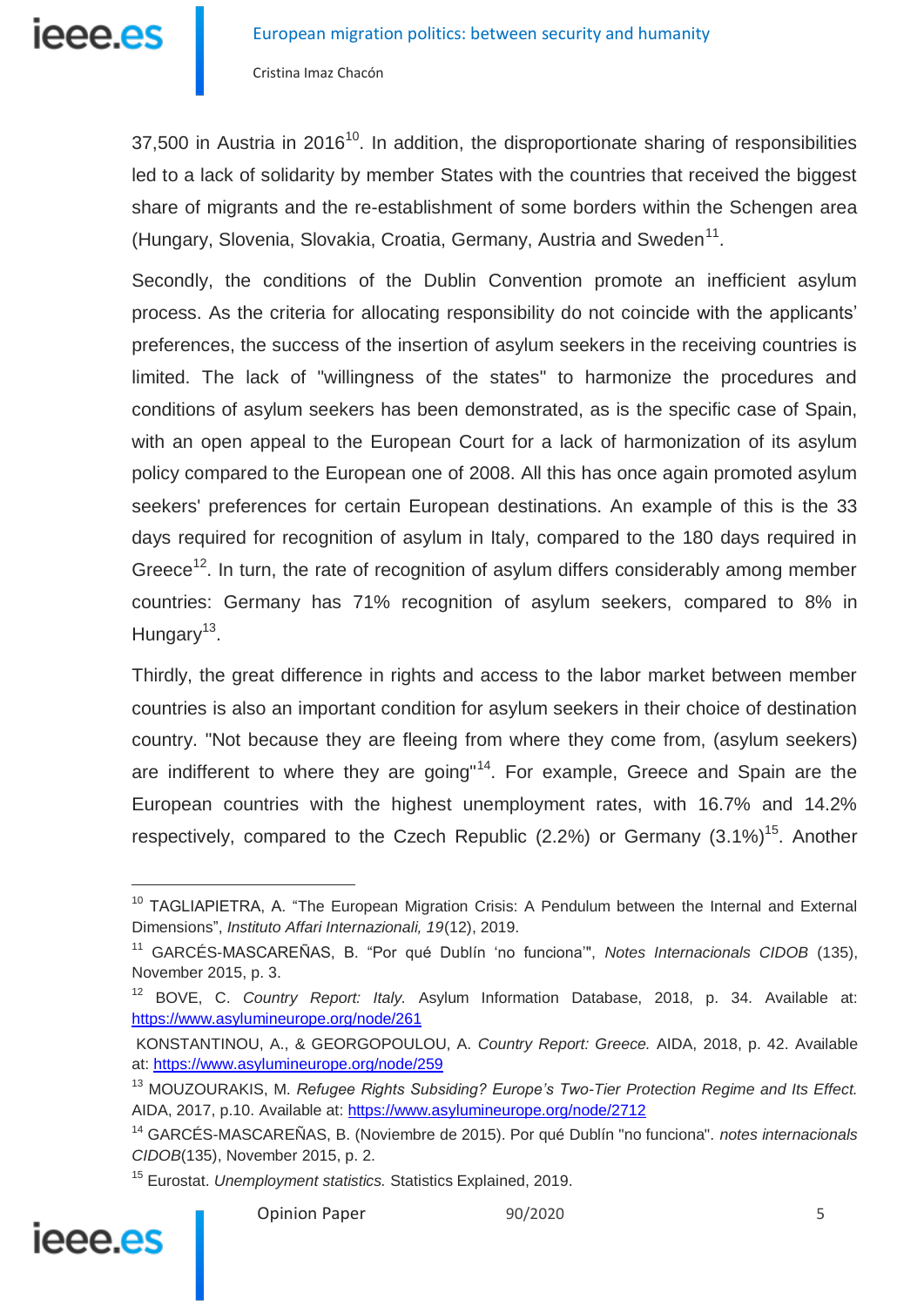37,500 in Austria in 2016[10]. In addition, the disproportionate sharing of responsibilities led to a lack of solidarity by member States with the countries that received the biggest share of migrants and the re-establishment of some borders within the Schengen area (Hungary, Slovenia, Slovakia, Croatia, Germany, Austria and Sweden[11].

Secondly, the conditions of the Dublin Convention promote an inefficient asylum process. As the criteria for allocating responsibility do not coincide with the applicants' preferences, the success of the insertion of asylum seekers in the receiving countries is limited. The lack of "willingness of the states" to harmonize the procedures and conditions of asylum seekers has been demonstrated, as is the specific case of Spain, with an open appeal to the European Court for a lack of harmonization of its asylum policy compared to the European one of 2008. All this has once again promoted asylum seekers' preferences for certain European destinations. An example of this is the 33 days required for recognition of asylum in Italy, compared to the 180 days required in Greece[12]. In turn, the rate of recognition of asylum differs considerably among member countries: Germany has 71% recognition of asylum seekers, compared to 8% in Hungary[13].

Thirdly, the great difference in rights and access to the labor market between member countries is also an important condition for asylum seekers in their choice of destination country. "Not because they are fleeing from where they come from, (asylum seekers) are indifferent to where they are going"[14]. For example, Greece and Spain are the European countries with the highest unemployment rates, with 16.7% and 14.2% respectively, compared to the Czech Republic (2.2%) or Germany (3.1%)[15]. Another

---

[10] TAGLIAPIETRA, A. "The European Migration Crisis: A Pendulum between the Internal and External Dimensions", *Instituto Affari Internazionali, 19*(12), 2019.

[11] GARCÉS-MASCAREÑAS, B. "Por qué Dublín 'no funciona'", *Notes Internacionals CIDOB* (135), November 2015, p. 3.

[12] BOVE, C. *Country Report: Italy.* Asylum Information Database, 2018, p. 34. Available at: https://www.asylumineurope.org/node/261

KONSTANTINOU, A., & GEORGOPOULOU, A. *Country Report: Greece.* AIDA, 2018, p. 42. Available at: https://www.asylumineurope.org/node/259

[13] MOUZOURAKIS, M. *Refugee Rights Subsiding? Europe's Two-Tier Protection Regime and Its Effect.* AIDA, 2017, p.10. Available at: https://www.asylumineurope.org/node/2712

[14] GARCÉS-MASCAREÑAS, B. (Noviembre de 2015). Por qué Dublín "no funciona". *notes internacionals CIDOB*(135), November 2015, p. 2.

[15] Eurostat. *Unemployment statistics.* Statistics Explained, 2019.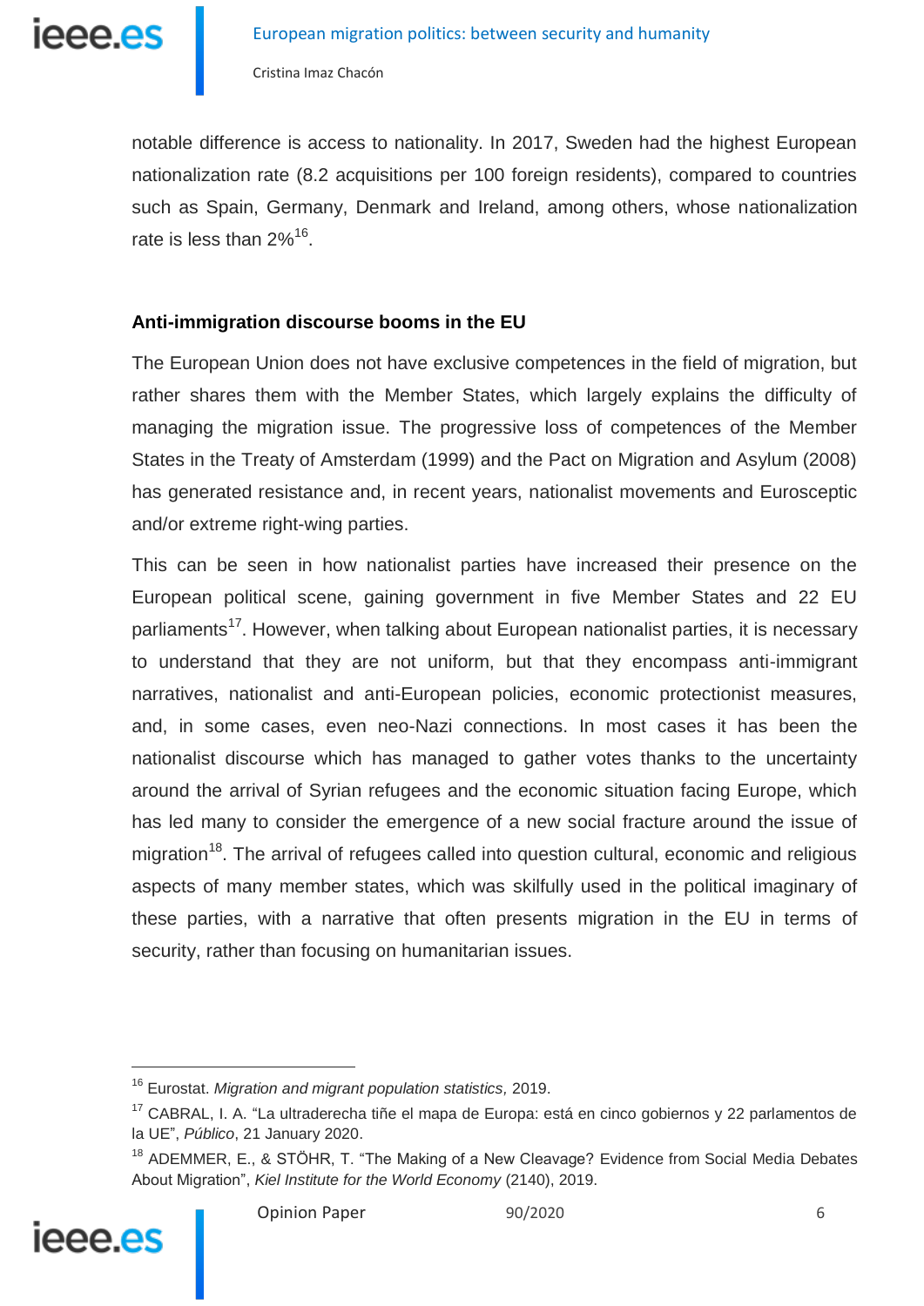notable difference is access to nationality. In 2017, Sweden had the highest European nationalization rate (8.2 acquisitions per 100 foreign residents), compared to countries such as Spain, Germany, Denmark and Ireland, among others, whose nationalization rate is less than 2%[16].

**Anti-immigration discourse booms in the EU**

The European Union does not have exclusive competences in the field of migration, but rather shares them with the Member States, which largely explains the difficulty of managing the migration issue. The progressive loss of competences of the Member States in the Treaty of Amsterdam (1999) and the Pact on Migration and Asylum (2008) has generated resistance and, in recent years, nationalist movements and Eurosceptic and/or extreme right-wing parties.

This can be seen in how nationalist parties have increased their presence on the European political scene, gaining government in five Member States and 22 EU parliaments[17]. However, when talking about European nationalist parties, it is necessary to understand that they are not uniform, but that they encompass anti-immigrant narratives, nationalist and anti-European policies, economic protectionist measures, and, in some cases, even neo-Nazi connections. In most cases it has been the nationalist discourse which has managed to gather votes thanks to the uncertainty around the arrival of Syrian refugees and the economic situation facing Europe, which has led many to consider the emergence of a new social fracture around the issue of migration[18]. The arrival of refugees called into question cultural, economic and religious aspects of many member states, which was skilfully used in the political imaginary of these parties, with a narrative that often presents migration in the EU in terms of security, rather than focusing on humanitarian issues.

---

[16] Eurostat. *Migration and migrant population statistics,* 2019.

[17] CABRAL, I. A. "La ultraderecha tiñe el mapa de Europa: está en cinco gobiernos y 22 parlamentos de la UE", *Público*, 21 January 2020.

[18] ADEMMER, E., & STÖHR, T. "The Making of a New Cleavage? Evidence from Social Media Debates About Migration", *Kiel Institute for the World Economy* (2140), 2019.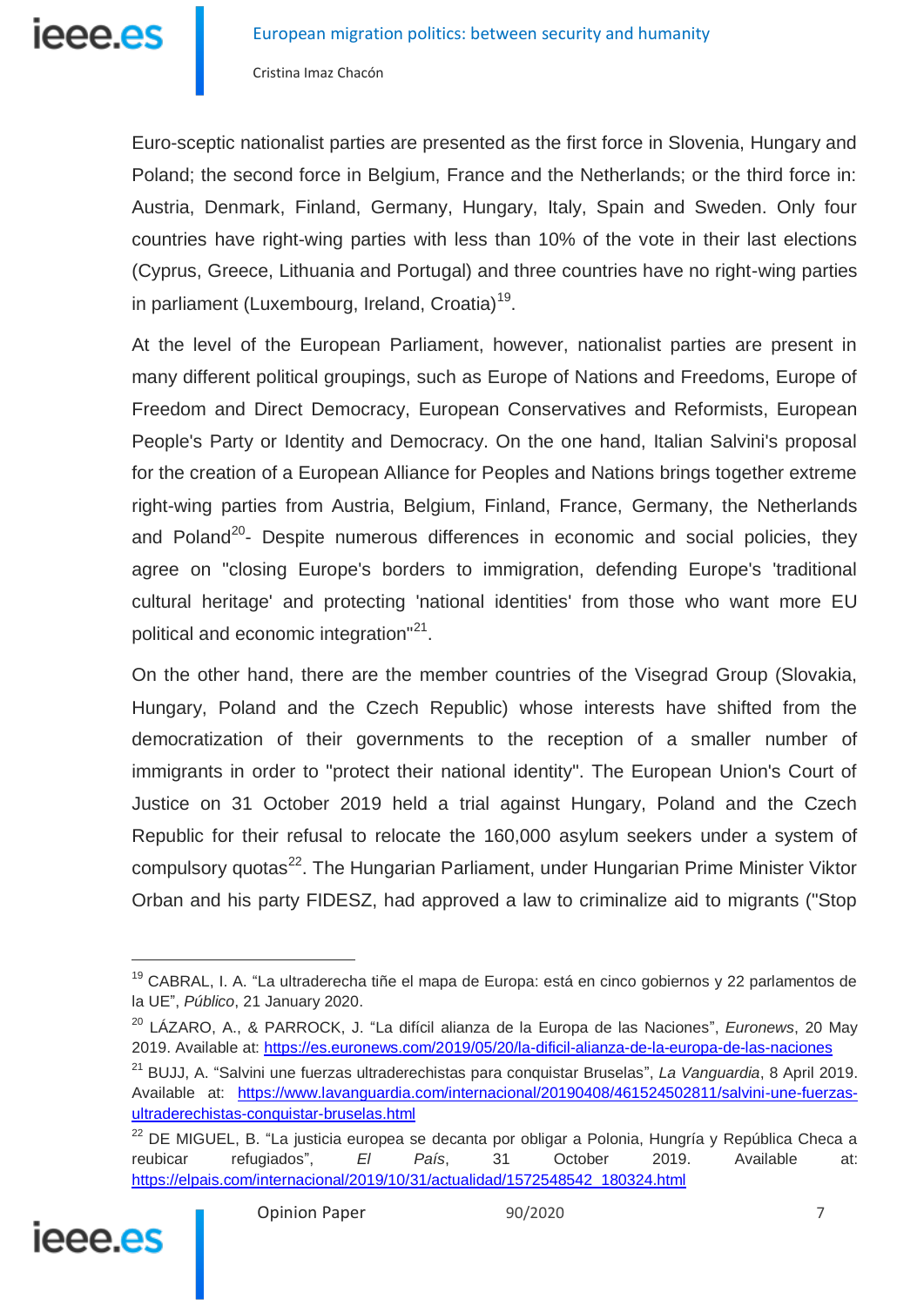Euro-sceptic nationalist parties are presented as the first force in Slovenia, Hungary and Poland; the second force in Belgium, France and the Netherlands; or the third force in: Austria, Denmark, Finland, Germany, Hungary, Italy, Spain and Sweden. Only four countries have right-wing parties with less than 10% of the vote in their last elections (Cyprus, Greece, Lithuania and Portugal) and three countries have no right-wing parties in parliament (Luxembourg, Ireland, Croatia)[19].

At the level of the European Parliament, however, nationalist parties are present in many different political groupings, such as Europe of Nations and Freedoms, Europe of Freedom and Direct Democracy, European Conservatives and Reformists, European People's Party or Identity and Democracy. On the one hand, Italian Salvini's proposal for the creation of a European Alliance for Peoples and Nations brings together extreme right-wing parties from Austria, Belgium, Finland, France, Germany, the Netherlands and Poland[20]- Despite numerous differences in economic and social policies, they agree on "closing Europe's borders to immigration, defending Europe's 'traditional cultural heritage' and protecting 'national identities' from those who want more EU political and economic integration"[21].

On the other hand, there are the member countries of the Visegrad Group (Slovakia, Hungary, Poland and the Czech Republic) whose interests have shifted from the democratization of their governments to the reception of a smaller number of immigrants in order to "protect their national identity". The European Union's Court of Justice on 31 October 2019 held a trial against Hungary, Poland and the Czech Republic for their refusal to relocate the 160,000 asylum seekers under a system of compulsory quotas[22]. The Hungarian Parliament, under Hungarian Prime Minister Viktor Orban and his party FIDESZ, had approved a law to criminalize aid to migrants ("Stop

---

[19] CABRAL, I. A. "La ultraderecha tiñe el mapa de Europa: está en cinco gobiernos y 22 parlamentos de la UE", *Público*, 21 January 2020.

[20] LÁZARO, A., & PARROCK, J. "La difícil alianza de la Europa de las Naciones", *Euronews*, 20 May 2019. Available at: https://es.euronews.com/2019/05/20/la-dificil-alianza-de-la-europa-de-las-naciones

[21] BUJJ, A. "Salvini une fuerzas ultraderechistas para conquistar Bruselas", *La Vanguardia*, 8 April 2019. Available at: https://www.lavanguardia.com/internacional/20190408/461524502811/salvini-une-fuerzas-ultraderechistas-conquistar-bruselas.html

[22] DE MIGUEL, B. "La justicia europea se decanta por obligar a Polonia, Hungría y República Checa a reubicar refugiados", *El País*, 31 October 2019. Available at: https://elpais.com/internacional/2019/10/31/actualidad/1572548542_180324.html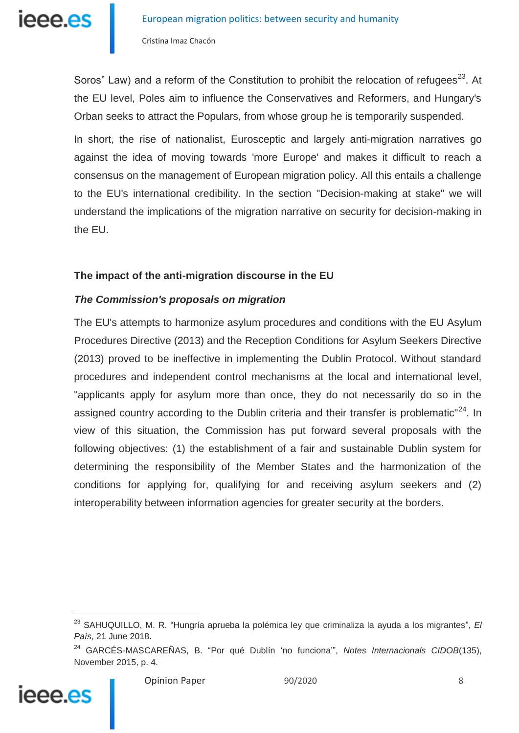Soros" Law) and a reform of the Constitution to prohibit the relocation of refugees[23]. At the EU level, Poles aim to influence the Conservatives and Reformers, and Hungary's Orban seeks to attract the Populars, from whose group he is temporarily suspended.

In short, the rise of nationalist, Eurosceptic and largely anti-migration narratives go against the idea of moving towards 'more Europe' and makes it difficult to reach a consensus on the management of European migration policy. All this entails a challenge to the EU's international credibility. In the section "Decision-making at stake" we will understand the implications of the migration narrative on security for decision-making in the EU.

## The impact of the anti-migration discourse in the EU

### *The Commission's proposals on migration*

The EU's attempts to harmonize asylum procedures and conditions with the EU Asylum Procedures Directive (2013) and the Reception Conditions for Asylum Seekers Directive (2013) proved to be ineffective in implementing the Dublin Protocol. Without standard procedures and independent control mechanisms at the local and international level, "applicants apply for asylum more than once, they do not necessarily do so in the assigned country according to the Dublin criteria and their transfer is problematic"[24]. In view of this situation, the Commission has put forward several proposals with the following objectives: (1) the establishment of a fair and sustainable Dublin system for determining the responsibility of the Member States and the harmonization of the conditions for applying for, qualifying for and receiving asylum seekers and (2) interoperability between information agencies for greater security at the borders.

---

[23] SAHUQUILLO, M. R. "Hungría aprueba la polémica ley que criminaliza la ayuda a los migrantes", *El País*, 21 June 2018.

[24] GARCÉS-MASCAREÑAS, B. "Por qué Dublín 'no funciona'", *Notes Internacionals CIDOB*(135), November 2015, p. 4.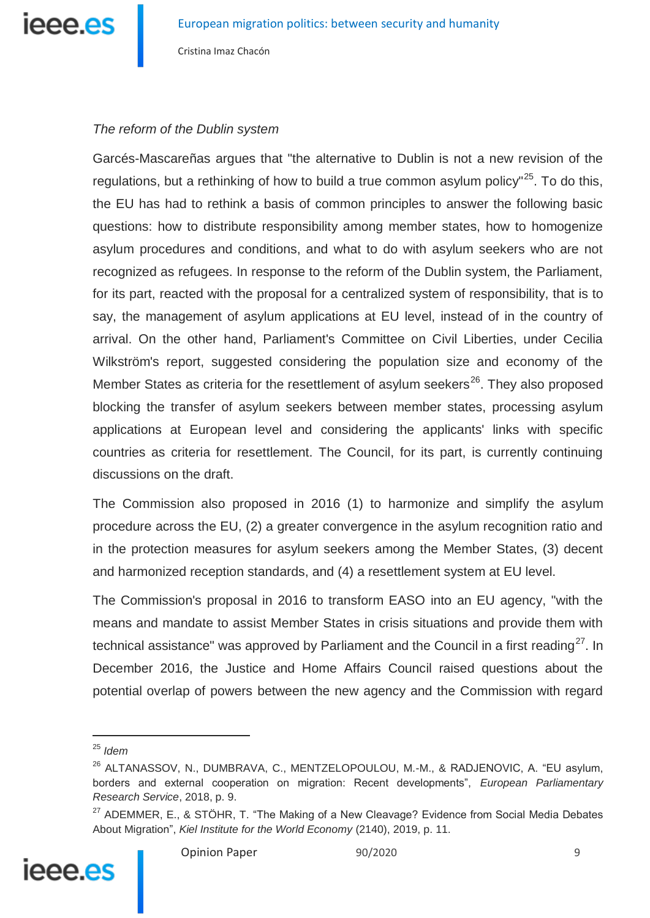*The reform of the Dublin system*

Garcés-Mascareñas argues that "the alternative to Dublin is not a new revision of the regulations, but a rethinking of how to build a true common asylum policy"[25]. To do this, the EU has had to rethink a basis of common principles to answer the following basic questions: how to distribute responsibility among member states, how to homogenize asylum procedures and conditions, and what to do with asylum seekers who are not recognized as refugees. In response to the reform of the Dublin system, the Parliament, for its part, reacted with the proposal for a centralized system of responsibility, that is to say, the management of asylum applications at EU level, instead of in the country of arrival. On the other hand, Parliament's Committee on Civil Liberties, under Cecilia Wilkström's report, suggested considering the population size and economy of the Member States as criteria for the resettlement of asylum seekers[26]. They also proposed blocking the transfer of asylum seekers between member states, processing asylum applications at European level and considering the applicants' links with specific countries as criteria for resettlement. The Council, for its part, is currently continuing discussions on the draft.

The Commission also proposed in 2016 (1) to harmonize and simplify the asylum procedure across the EU, (2) a greater convergence in the asylum recognition ratio and in the protection measures for asylum seekers among the Member States, (3) decent and harmonized reception standards, and (4) a resettlement system at EU level.

The Commission's proposal in 2016 to transform EASO into an EU agency, "with the means and mandate to assist Member States in crisis situations and provide them with technical assistance" was approved by Parliament and the Council in a first reading[27]. In December 2016, the Justice and Home Affairs Council raised questions about the potential overlap of powers between the new agency and the Commission with regard

---

[25] *Idem*

[26] ALTANASSOV, N., DUMBRAVA, C., MENTZELOPOULOU, M.-M., & RADJENOVIC, A. "EU asylum, borders and external cooperation on migration: Recent developments", *European Parliamentary Research Service*, 2018, p. 9.

[27] ADEMMER, E., & STÖHR, T. "The Making of a New Cleavage? Evidence from Social Media Debates About Migration", *Kiel Institute for the World Economy* (2140), 2019, p. 11.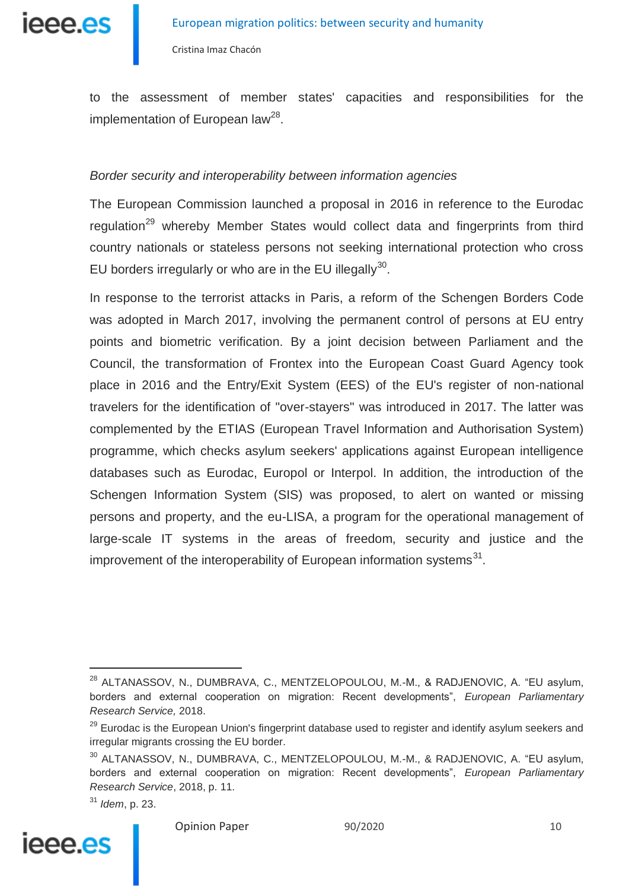to the assessment of member states' capacities and responsibilities for the implementation of European law[28].

*Border security and interoperability between information agencies*

The European Commission launched a proposal in 2016 in reference to the Eurodac regulation[29] whereby Member States would collect data and fingerprints from third country nationals or stateless persons not seeking international protection who cross EU borders irregularly or who are in the EU illegally[30].

In response to the terrorist attacks in Paris, a reform of the Schengen Borders Code was adopted in March 2017, involving the permanent control of persons at EU entry points and biometric verification. By a joint decision between Parliament and the Council, the transformation of Frontex into the European Coast Guard Agency took place in 2016 and the Entry/Exit System (EES) of the EU's register of non-national travelers for the identification of "over-stayers" was introduced in 2017. The latter was complemented by the ETIAS (European Travel Information and Authorisation System) programme, which checks asylum seekers' applications against European intelligence databases such as Eurodac, Europol or Interpol. In addition, the introduction of the Schengen Information System (SIS) was proposed, to alert on wanted or missing persons and property, and the eu-LISA, a program for the operational management of large-scale IT systems in the areas of freedom, security and justice and the improvement of the interoperability of European information systems[31].

---

[28] ALTANASSOV, N., DUMBRAVA, C., MENTZELOPOULOU, M.-M., & RADJENOVIC, A. "EU asylum, borders and external cooperation on migration: Recent developments", *European Parliamentary Research Service,* 2018.

[29] Eurodac is the European Union's fingerprint database used to register and identify asylum seekers and irregular migrants crossing the EU border.

[30] ALTANASSOV, N., DUMBRAVA, C., MENTZELOPOULOU, M.-M., & RADJENOVIC, A. "EU asylum, borders and external cooperation on migration: Recent developments", *European Parliamentary Research Service*, 2018, p. 11.

[31] *Idem*, p. 23.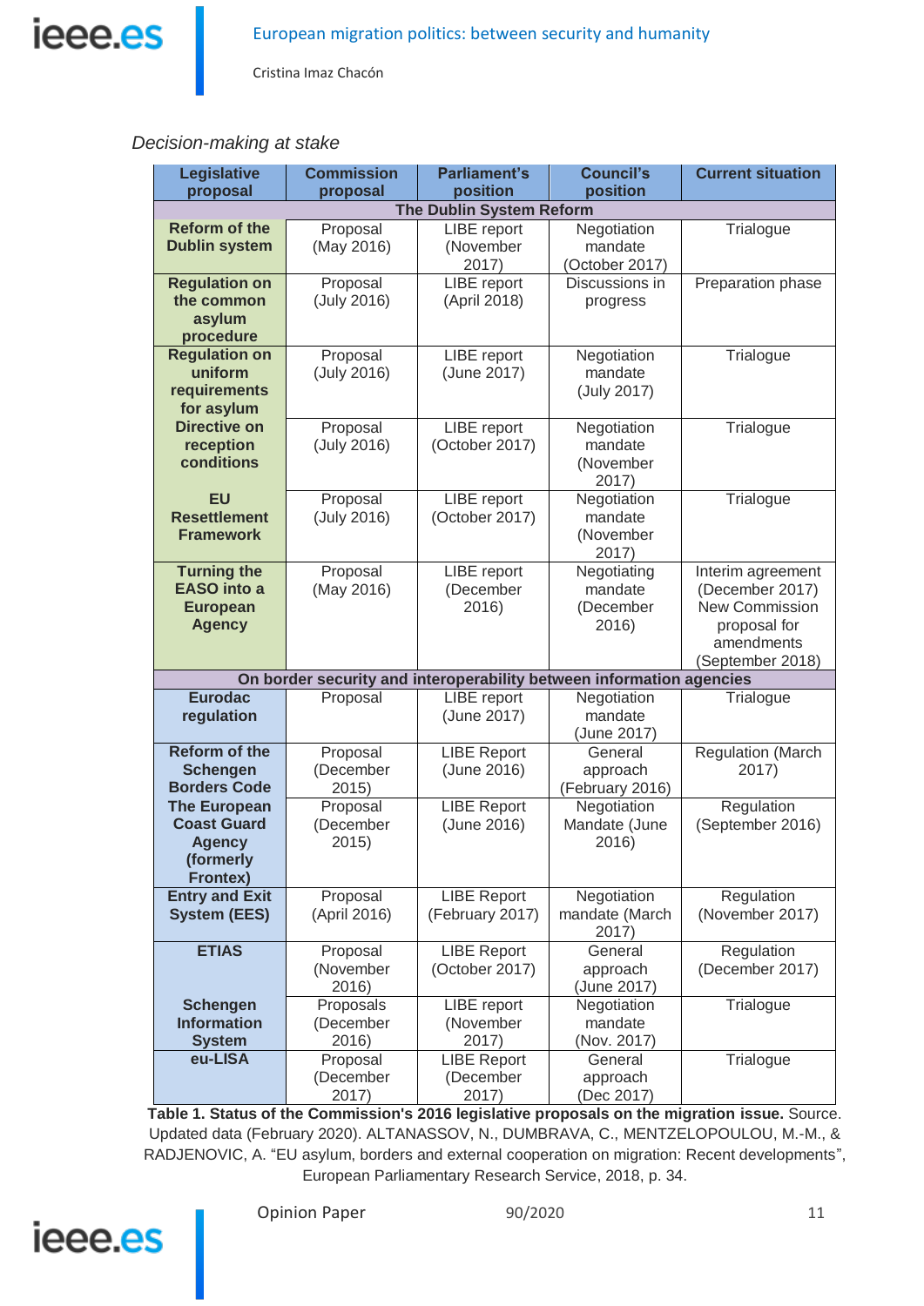*Decision-making at stake*

| Legislative proposal | Commission proposal | Parliament's position | Council's position | Current situation |
|---|---|---|---|---|
| **The Dublin System Reform** | | | | |
| **Reform of the Dublin system** | Proposal (May 2016) | LIBE report (November 2017) | Negotiation mandate (October 2017) | Trialogue |
| **Regulation on the common asylum procedure** | Proposal (July 2016) | LIBE report (April 2018) | Discussions in progress | Preparation phase |
| **Regulation on uniform requirements for asylum** | Proposal (July 2016) | LIBE report (June 2017) | Negotiation mandate (July 2017) | Trialogue |
| **Directive on reception conditions** | Proposal (July 2016) | LIBE report (October 2017) | Negotiation mandate (November 2017) | Trialogue |
| **EU Resettlement Framework** | Proposal (July 2016) | LIBE report (October 2017) | Negotiation mandate (November 2017) | Trialogue |
| **Turning the EASO into a European Agency** | Proposal (May 2016) | LIBE report (December 2016) | Negotiating mandate (December 2016) | Interim agreement (December 2017) New Commission proposal for amendments (September 2018) |
| **On border security and interoperability between information agencies** | | | | |
| **Eurodac regulation** | Proposal | LIBE report (June 2017) | Negotiation mandate (June 2017) | Trialogue |
| **Reform of the Schengen Borders Code** | Proposal (December 2015) | LIBE Report (June 2016) | General approach (February 2016) | Regulation (March 2017) |
| **The European Coast Guard Agency (formerly Frontex)** | Proposal (December 2015) | LIBE Report (June 2016) | Negotiation Mandate (June 2016) | Regulation (September 2016) |
| **Entry and Exit System (EES)** | Proposal (April 2016) | LIBE Report (February 2017) | Negotiation mandate (March 2017) | Regulation (November 2017) |
| **ETIAS** | Proposal (November 2016) | LIBE Report (October 2017) | General approach (June 2017) | Regulation (December 2017) |
| **Schengen Information System** | Proposals (December 2016) | LIBE report (November 2017) | Negotiation mandate (Nov. 2017) | Trialogue |
| **eu-LISA** | Proposal (December 2017) | LIBE Report (December 2017) | General approach (Dec 2017) | Trialogue |

**Table 1. Status of the Commission's 2016 legislative proposals on the migration issue.** Source. Updated data (February 2020). ALTANASSOV, N., DUMBRAVA, C., MENTZELOPOULOU, M.-M., & RADJENOVIC, A. "EU asylum, borders and external cooperation on migration: Recent developments", European Parliamentary Research Service, 2018, p. 34.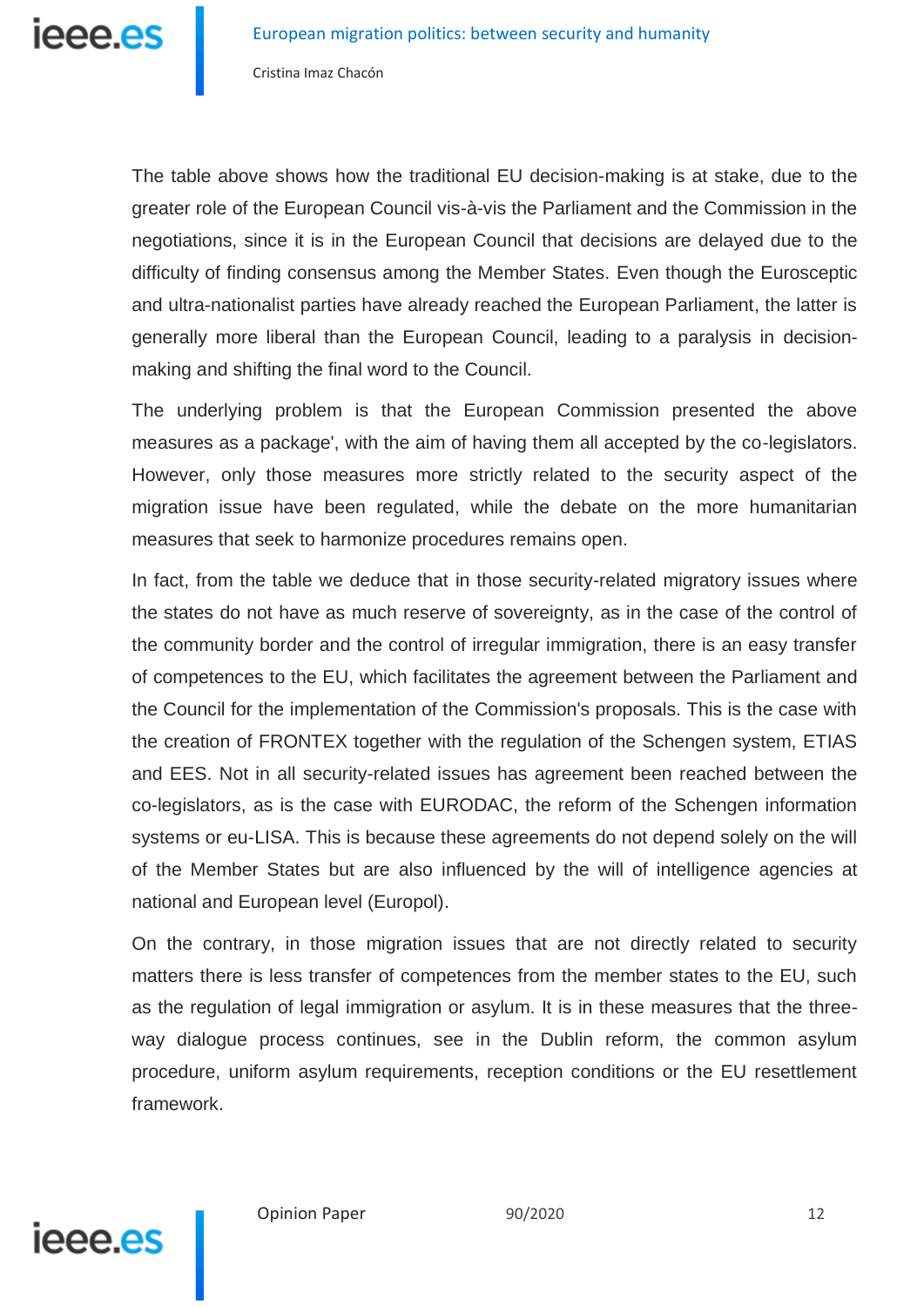The table above shows how the traditional EU decision-making is at stake, due to the greater role of the European Council vis-à-vis the Parliament and the Commission in the negotiations, since it is in the European Council that decisions are delayed due to the difficulty of finding consensus among the Member States. Even though the Eurosceptic and ultra-nationalist parties have already reached the European Parliament, the latter is generally more liberal than the European Council, leading to a paralysis in decision-making and shifting the final word to the Council.

The underlying problem is that the European Commission presented the above measures as a package', with the aim of having them all accepted by the co-legislators. However, only those measures more strictly related to the security aspect of the migration issue have been regulated, while the debate on the more humanitarian measures that seek to harmonize procedures remains open.

In fact, from the table we deduce that in those security-related migratory issues where the states do not have as much reserve of sovereignty, as in the case of the control of the community border and the control of irregular immigration, there is an easy transfer of competences to the EU, which facilitates the agreement between the Parliament and the Council for the implementation of the Commission's proposals. This is the case with the creation of FRONTEX together with the regulation of the Schengen system, ETIAS and EES. Not in all security-related issues has agreement been reached between the co-legislators, as is the case with EURODAC, the reform of the Schengen information systems or eu-LISA. This is because these agreements do not depend solely on the will of the Member States but are also influenced by the will of intelligence agencies at national and European level (Europol).

On the contrary, in those migration issues that are not directly related to security matters there is less transfer of competences from the member states to the EU, such as the regulation of legal immigration or asylum. It is in these measures that the three-way dialogue process continues, see in the Dublin reform, the common asylum procedure, uniform asylum requirements, reception conditions or the EU resettlement framework.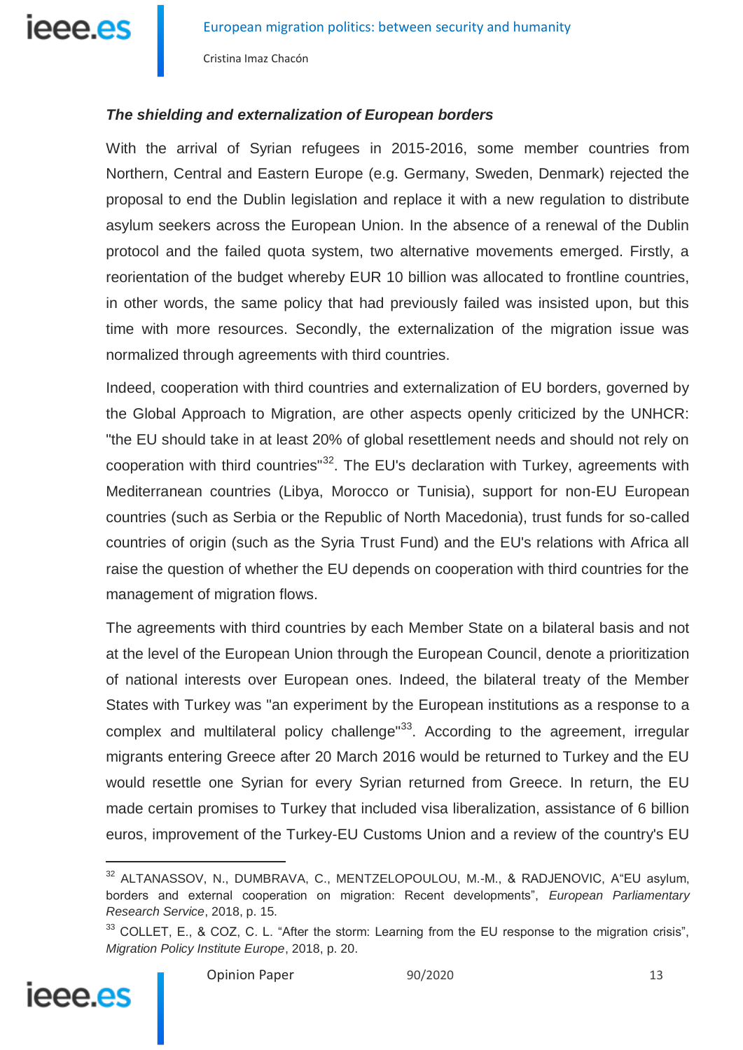***The shielding and externalization of European borders***

With the arrival of Syrian refugees in 2015-2016, some member countries from Northern, Central and Eastern Europe (e.g. Germany, Sweden, Denmark) rejected the proposal to end the Dublin legislation and replace it with a new regulation to distribute asylum seekers across the European Union. In the absence of a renewal of the Dublin protocol and the failed quota system, two alternative movements emerged. Firstly, a reorientation of the budget whereby EUR 10 billion was allocated to frontline countries, in other words, the same policy that had previously failed was insisted upon, but this time with more resources. Secondly, the externalization of the migration issue was normalized through agreements with third countries.

Indeed, cooperation with third countries and externalization of EU borders, governed by the Global Approach to Migration, are other aspects openly criticized by the UNHCR: "the EU should take in at least 20% of global resettlement needs and should not rely on cooperation with third countries"[32]. The EU's declaration with Turkey, agreements with Mediterranean countries (Libya, Morocco or Tunisia), support for non-EU European countries (such as Serbia or the Republic of North Macedonia), trust funds for so-called countries of origin (such as the Syria Trust Fund) and the EU's relations with Africa all raise the question of whether the EU depends on cooperation with third countries for the management of migration flows.

The agreements with third countries by each Member State on a bilateral basis and not at the level of the European Union through the European Council, denote a prioritization of national interests over European ones. Indeed, the bilateral treaty of the Member States with Turkey was "an experiment by the European institutions as a response to a complex and multilateral policy challenge"[33]. According to the agreement, irregular migrants entering Greece after 20 March 2016 would be returned to Turkey and the EU would resettle one Syrian for every Syrian returned from Greece. In return, the EU made certain promises to Turkey that included visa liberalization, assistance of 6 billion euros, improvement of the Turkey-EU Customs Union and a review of the country's EU

---

[32] ALTANASSOV, N., DUMBRAVA, C., MENTZELOPOULOU, M.-M., & RADJENOVIC, A"EU asylum, borders and external cooperation on migration: Recent developments", *European Parliamentary Research Service*, 2018, p. 15.

[33] COLLET, E., & COZ, C. L. "After the storm: Learning from the EU response to the migration crisis", *Migration Policy Institute Europe*, 2018, p. 20.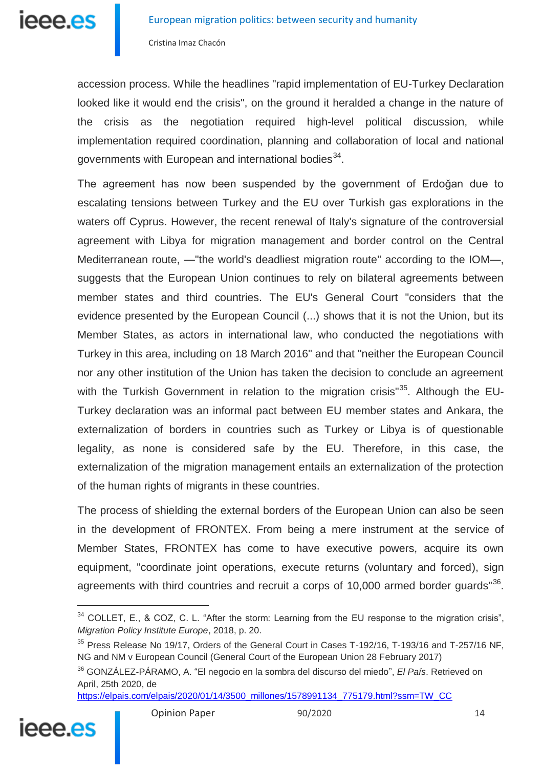accession process. While the headlines "rapid implementation of EU-Turkey Declaration looked like it would end the crisis", on the ground it heralded a change in the nature of the crisis as the negotiation required high-level political discussion, while implementation required coordination, planning and collaboration of local and national governments with European and international bodies[34].

The agreement has now been suspended by the government of Erdoğan due to escalating tensions between Turkey and the EU over Turkish gas explorations in the waters off Cyprus. However, the recent renewal of Italy's signature of the controversial agreement with Libya for migration management and border control on the Central Mediterranean route, —"the world's deadliest migration route" according to the IOM—, suggests that the European Union continues to rely on bilateral agreements between member states and third countries. The EU's General Court "considers that the evidence presented by the European Council (...) shows that it is not the Union, but its Member States, as actors in international law, who conducted the negotiations with Turkey in this area, including on 18 March 2016" and that "neither the European Council nor any other institution of the Union has taken the decision to conclude an agreement with the Turkish Government in relation to the migration crisis"[35]. Although the EU-Turkey declaration was an informal pact between EU member states and Ankara, the externalization of borders in countries such as Turkey or Libya is of questionable legality, as none is considered safe by the EU. Therefore, in this case, the externalization of the migration management entails an externalization of the protection of the human rights of migrants in these countries.

The process of shielding the external borders of the European Union can also be seen in the development of FRONTEX. From being a mere instrument at the service of Member States, FRONTEX has come to have executive powers, acquire its own equipment, "coordinate joint operations, execute returns (voluntary and forced), sign agreements with third countries and recruit a corps of 10,000 armed border guards"[36].

---

[34] COLLET, E., & COZ, C. L. “After the storm: Learning from the EU response to the migration crisis”, *Migration Policy Institute Europe*, 2018, p. 20.

[35] Press Release No 19/17, Orders of the General Court in Cases T-192/16, T-193/16 and T-257/16 NF, NG and NM v European Council (General Court of the European Union 28 February 2017)

[36] GONZÁLEZ-PÁRAMO, A. “El negocio en la sombra del discurso del miedo”, *El País*. Retrieved on April, 25th 2020, de https://elpais.com/elpais/2020/01/14/3500_millones/1578991134_775179.html?ssm=TW_CC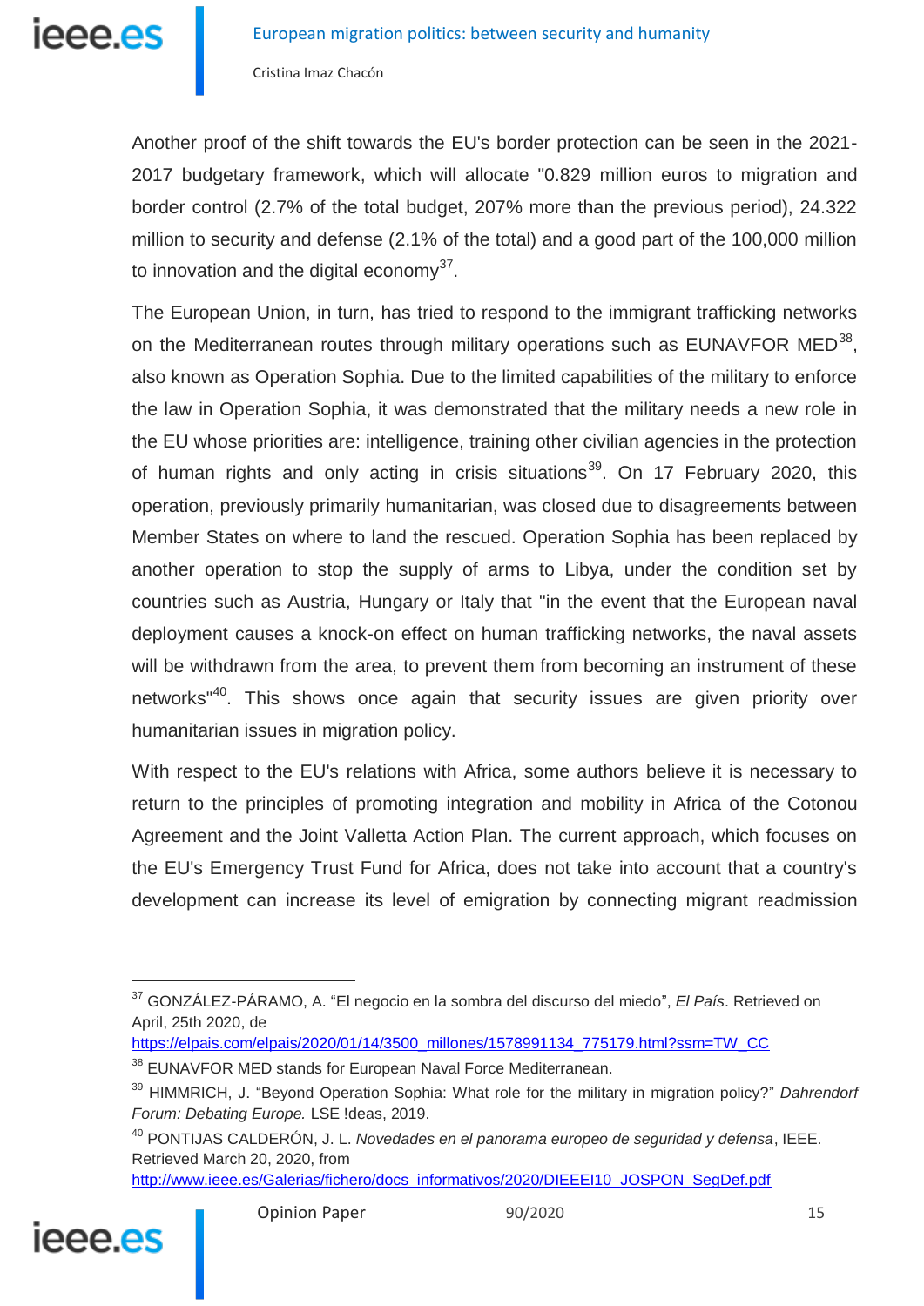Another proof of the shift towards the EU's border protection can be seen in the 2021-2017 budgetary framework, which will allocate "0.829 million euros to migration and border control (2.7% of the total budget, 207% more than the previous period), 24.322 million to security and defense (2.1% of the total) and a good part of the 100,000 million to innovation and the digital economy[37].

The European Union, in turn, has tried to respond to the immigrant trafficking networks on the Mediterranean routes through military operations such as EUNAVFOR MED[38], also known as Operation Sophia. Due to the limited capabilities of the military to enforce the law in Operation Sophia, it was demonstrated that the military needs a new role in the EU whose priorities are: intelligence, training other civilian agencies in the protection of human rights and only acting in crisis situations[39]. On 17 February 2020, this operation, previously primarily humanitarian, was closed due to disagreements between Member States on where to land the rescued. Operation Sophia has been replaced by another operation to stop the supply of arms to Libya, under the condition set by countries such as Austria, Hungary or Italy that "in the event that the European naval deployment causes a knock-on effect on human trafficking networks, the naval assets will be withdrawn from the area, to prevent them from becoming an instrument of these networks"[40]. This shows once again that security issues are given priority over humanitarian issues in migration policy.

With respect to the EU's relations with Africa, some authors believe it is necessary to return to the principles of promoting integration and mobility in Africa of the Cotonou Agreement and the Joint Valletta Action Plan. The current approach, which focuses on the EU's Emergency Trust Fund for Africa, does not take into account that a country's development can increase its level of emigration by connecting migrant readmission

---

[37] GONZÁLEZ-PÁRAMO, A. "El negocio en la sombra del discurso del miedo", *El País*. Retrieved on April, 25th 2020, de https://elpais.com/elpais/2020/01/14/3500_millones/1578991134_775179.html?ssm=TW_CC

[38] EUNAVFOR MED stands for European Naval Force Mediterranean.

[39] HIMMRICH, J. "Beyond Operation Sophia: What role for the military in migration policy?" *Dahrendorf Forum: Debating Europe.* LSE !deas, 2019.

[40] PONTIJAS CALDERÓN, J. L. *Novedades en el panorama europeo de seguridad y defensa*, IEEE. Retrieved March 20, 2020, from http://www.ieee.es/Galerias/fichero/docs_informativos/2020/DIEEEI10_JOSPON_SegDef.pdf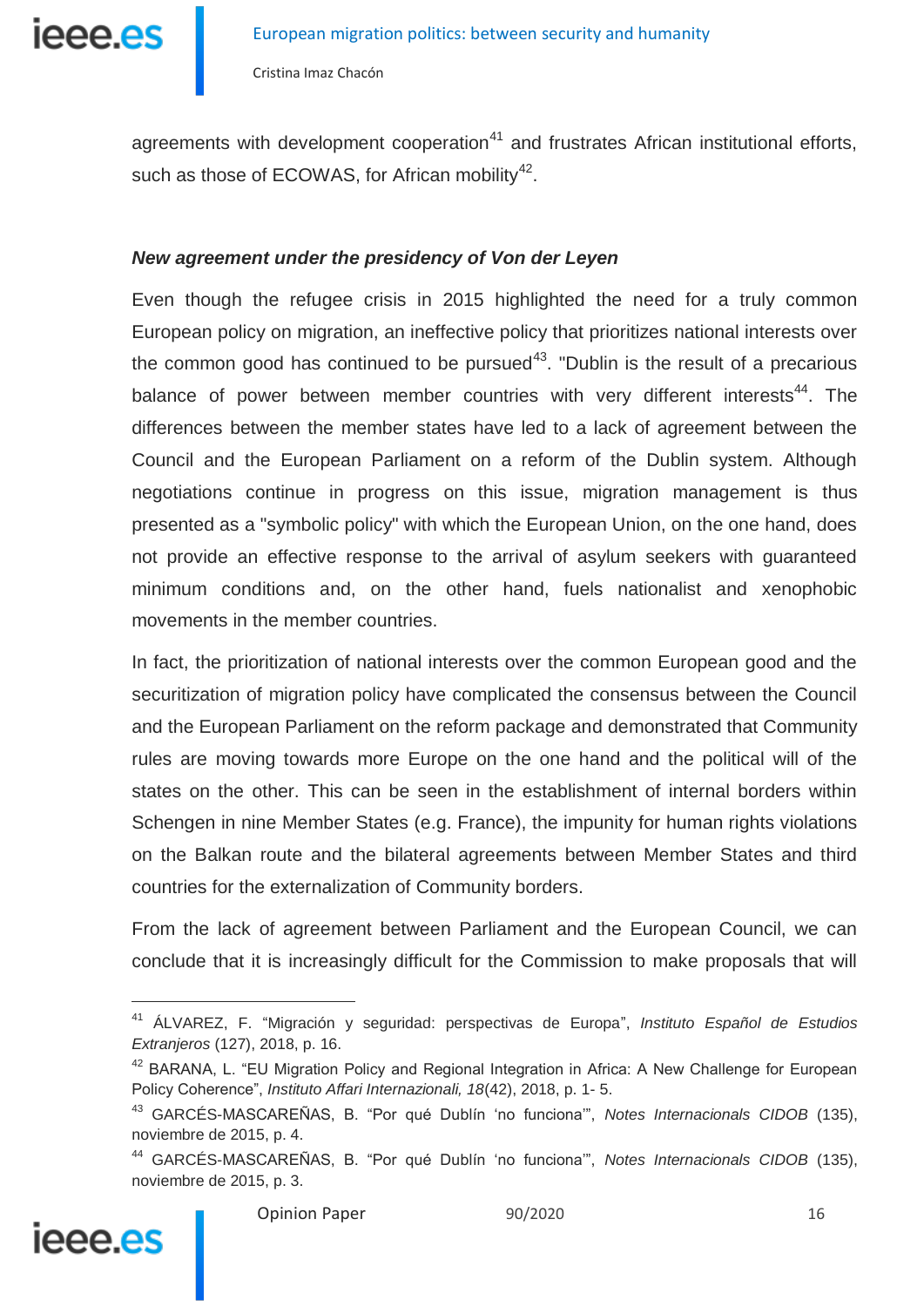agreements with development cooperation[41] and frustrates African institutional efforts, such as those of ECOWAS, for African mobility[42].

### *New agreement under the presidency of Von der Leyen*

Even though the refugee crisis in 2015 highlighted the need for a truly common European policy on migration, an ineffective policy that prioritizes national interests over the common good has continued to be pursued[43]. "Dublin is the result of a precarious balance of power between member countries with very different interests[44]. The differences between the member states have led to a lack of agreement between the Council and the European Parliament on a reform of the Dublin system. Although negotiations continue in progress on this issue, migration management is thus presented as a "symbolic policy" with which the European Union, on the one hand, does not provide an effective response to the arrival of asylum seekers with guaranteed minimum conditions and, on the other hand, fuels nationalist and xenophobic movements in the member countries.

In fact, the prioritization of national interests over the common European good and the securitization of migration policy have complicated the consensus between the Council and the European Parliament on the reform package and demonstrated that Community rules are moving towards more Europe on the one hand and the political will of the states on the other. This can be seen in the establishment of internal borders within Schengen in nine Member States (e.g. France), the impunity for human rights violations on the Balkan route and the bilateral agreements between Member States and third countries for the externalization of Community borders.

From the lack of agreement between Parliament and the European Council, we can conclude that it is increasingly difficult for the Commission to make proposals that will

---

[41] ÁLVAREZ, F. "Migración y seguridad: perspectivas de Europa", *Instituto Español de Estudios Extranjeros* (127), 2018, p. 16.

[42] BARANA, L. "EU Migration Policy and Regional Integration in Africa: A New Challenge for European Policy Coherence", *Instituto Affari Internazionali, 18*(42), 2018, p. 1- 5.

[43] GARCÉS-MASCAREÑAS, B. "Por qué Dublín 'no funciona'", *Notes Internacionals CIDOB* (135), noviembre de 2015, p. 4.

[44] GARCÉS-MASCAREÑAS, B. "Por qué Dublín 'no funciona'", *Notes Internacionals CIDOB* (135), noviembre de 2015, p. 3.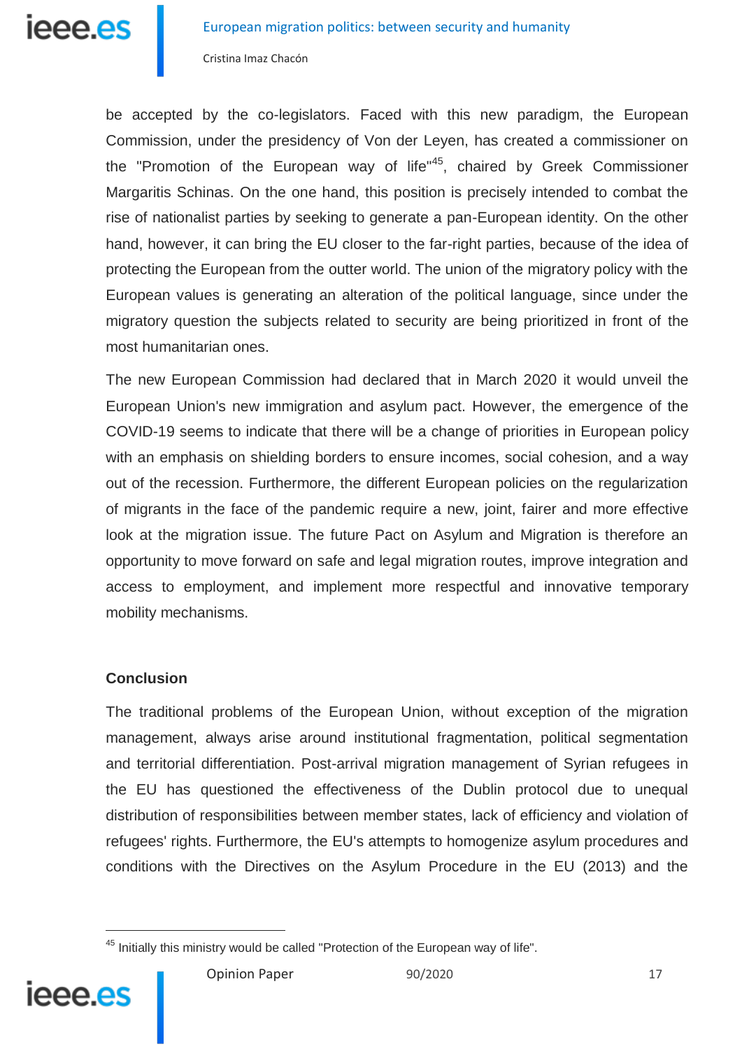be accepted by the co-legislators. Faced with this new paradigm, the European Commission, under the presidency of Von der Leyen, has created a commissioner on the "Promotion of the European way of life"[45], chaired by Greek Commissioner Margaritis Schinas. On the one hand, this position is precisely intended to combat the rise of nationalist parties by seeking to generate a pan-European identity. On the other hand, however, it can bring the EU closer to the far-right parties, because of the idea of protecting the European from the outter world. The union of the migratory policy with the European values is generating an alteration of the political language, since under the migratory question the subjects related to security are being prioritized in front of the most humanitarian ones.

The new European Commission had declared that in March 2020 it would unveil the European Union's new immigration and asylum pact. However, the emergence of the COVID-19 seems to indicate that there will be a change of priorities in European policy with an emphasis on shielding borders to ensure incomes, social cohesion, and a way out of the recession. Furthermore, the different European policies on the regularization of migrants in the face of the pandemic require a new, joint, fairer and more effective look at the migration issue. The future Pact on Asylum and Migration is therefore an opportunity to move forward on safe and legal migration routes, improve integration and access to employment, and implement more respectful and innovative temporary mobility mechanisms.

## Conclusion

The traditional problems of the European Union, without exception of the migration management, always arise around institutional fragmentation, political segmentation and territorial differentiation. Post-arrival migration management of Syrian refugees in the EU has questioned the effectiveness of the Dublin protocol due to unequal distribution of responsibilities between member states, lack of efficiency and violation of refugees' rights. Furthermore, the EU's attempts to homogenize asylum procedures and conditions with the Directives on the Asylum Procedure in the EU (2013) and the

---

[45] Initially this ministry would be called "Protection of the European way of life".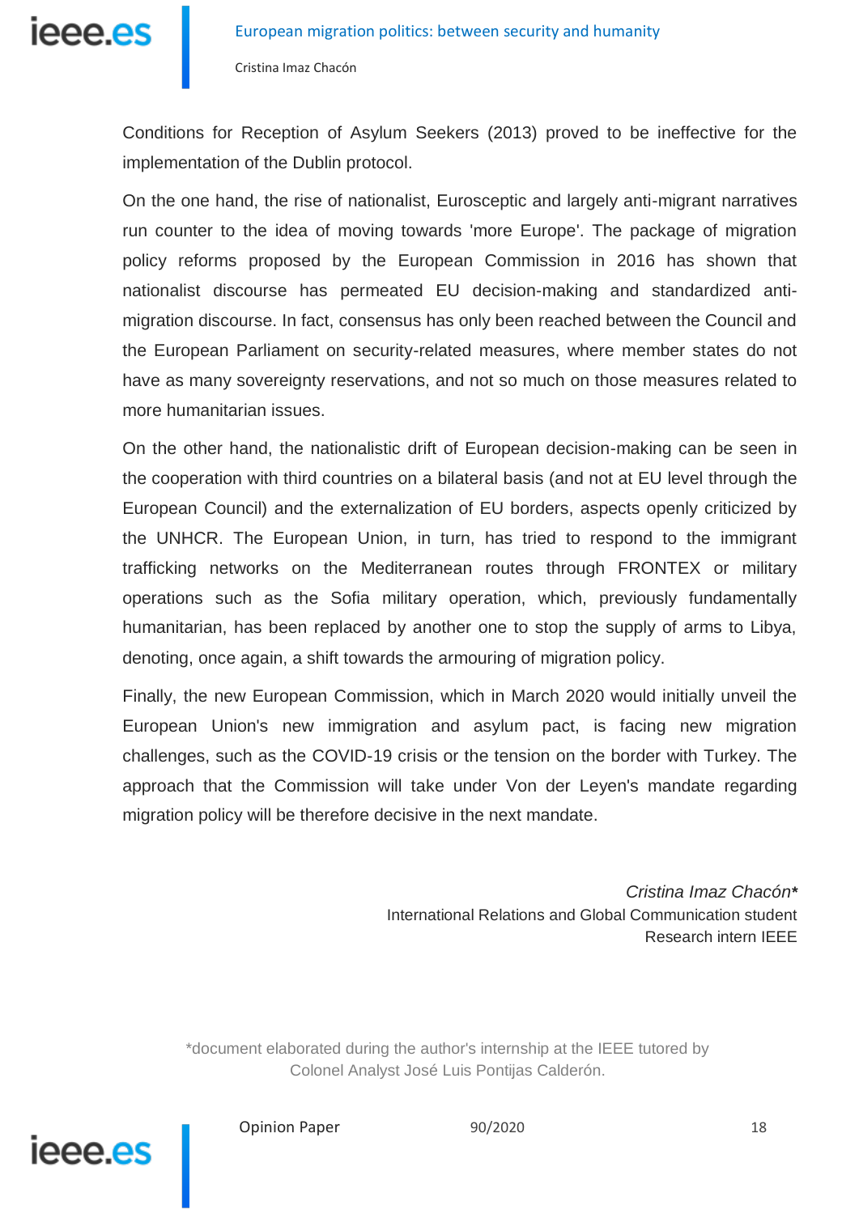Conditions for Reception of Asylum Seekers (2013) proved to be ineffective for the implementation of the Dublin protocol.

On the one hand, the rise of nationalist, Eurosceptic and largely anti-migrant narratives run counter to the idea of moving towards 'more Europe'. The package of migration policy reforms proposed by the European Commission in 2016 has shown that nationalist discourse has permeated EU decision-making and standardized anti-migration discourse. In fact, consensus has only been reached between the Council and the European Parliament on security-related measures, where member states do not have as many sovereignty reservations, and not so much on those measures related to more humanitarian issues.

On the other hand, the nationalistic drift of European decision-making can be seen in the cooperation with third countries on a bilateral basis (and not at EU level through the European Council) and the externalization of EU borders, aspects openly criticized by the UNHCR. The European Union, in turn, has tried to respond to the immigrant trafficking networks on the Mediterranean routes through FRONTEX or military operations such as the Sofia military operation, which, previously fundamentally humanitarian, has been replaced by another one to stop the supply of arms to Libya, denoting, once again, a shift towards the armouring of migration policy.

Finally, the new European Commission, which in March 2020 would initially unveil the European Union's new immigration and asylum pact, is facing new migration challenges, such as the COVID-19 crisis or the tension on the border with Turkey. The approach that the Commission will take under Von der Leyen's mandate regarding migration policy will be therefore decisive in the next mandate.

*Cristina Imaz Chacón****

International Relations and Global Communication student

Research intern IEEE

*document elaborated during the author's internship at the IEEE tutored by Colonel Analyst José Luis Pontijas Calderón.